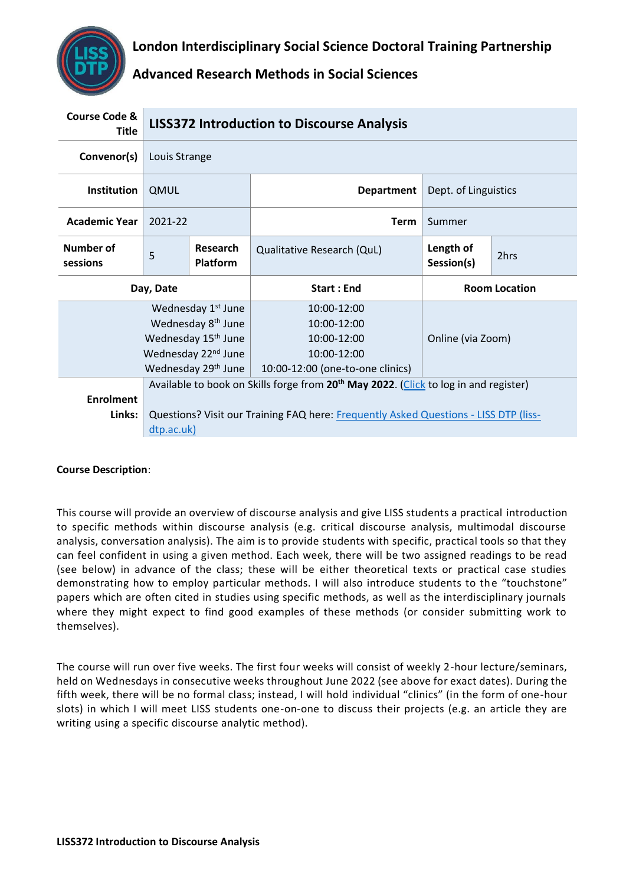# London Interdisciplinary Social Science Doctoral Training Partnership

## Advanced Research Methods in Social Sciences

| Course Code & Title | LISS372 Introduction to Discourse Analysis | | | | |
|---|---|---|---|---|---|
| Convenor(s) | Louis Strange | | | | |
| Institution | QMUL | | Department | Dept. of Linguistics | |
| Academic Year | 2021-22 | | Term | Summer | |
| Number of sessions | 5 | Research Platform | Qualitative Research (QuL) | Length of Session(s) | 2hrs |
| Day, Date | | | Start : End | Room Location | |
| Wednesday 1st June<br>Wednesday 8th June<br>Wednesday 15th June<br>Wednesday 22nd June<br>Wednesday 29th June | | | 10:00-12:00<br>10:00-12:00<br>10:00-12:00<br>10:00-12:00<br>10:00-12:00 (one-to-one clinics) | Online (via Zoom) | |
| Enrolment Links: | Available to book on Skills forge from **20th May 2022**. ([Click](#) to log in and register)<br><br>Questions? Visit our Training FAQ here: [Frequently Asked Questions - LISS DTP (liss-dtp.ac.uk)](#) | | | | |

**Course Description**:

This course will provide an overview of discourse analysis and give LISS students a practical introduction to specific methods within discourse analysis (e.g. critical discourse analysis, multimodal discourse analysis, conversation analysis). The aim is to provide students with specific, practical tools so that they can feel confident in using a given method. Each week, there will be two assigned readings to be read (see below) in advance of the class; these will be either theoretical texts or practical case studies demonstrating how to employ particular methods. I will also introduce students to the "touchstone" papers which are often cited in studies using specific methods, as well as the interdisciplinary journals where they might expect to find good examples of these methods (or consider submitting work to themselves).

The course will run over five weeks. The first four weeks will consist of weekly 2-hour lecture/seminars, held on Wednesdays in consecutive weeks throughout June 2022 (see above for exact dates). During the fifth week, there will be no formal class; instead, I will hold individual "clinics" (in the form of one-hour slots) in which I will meet LISS students one-on-one to discuss their projects (e.g. an article they are writing using a specific discourse analytic method).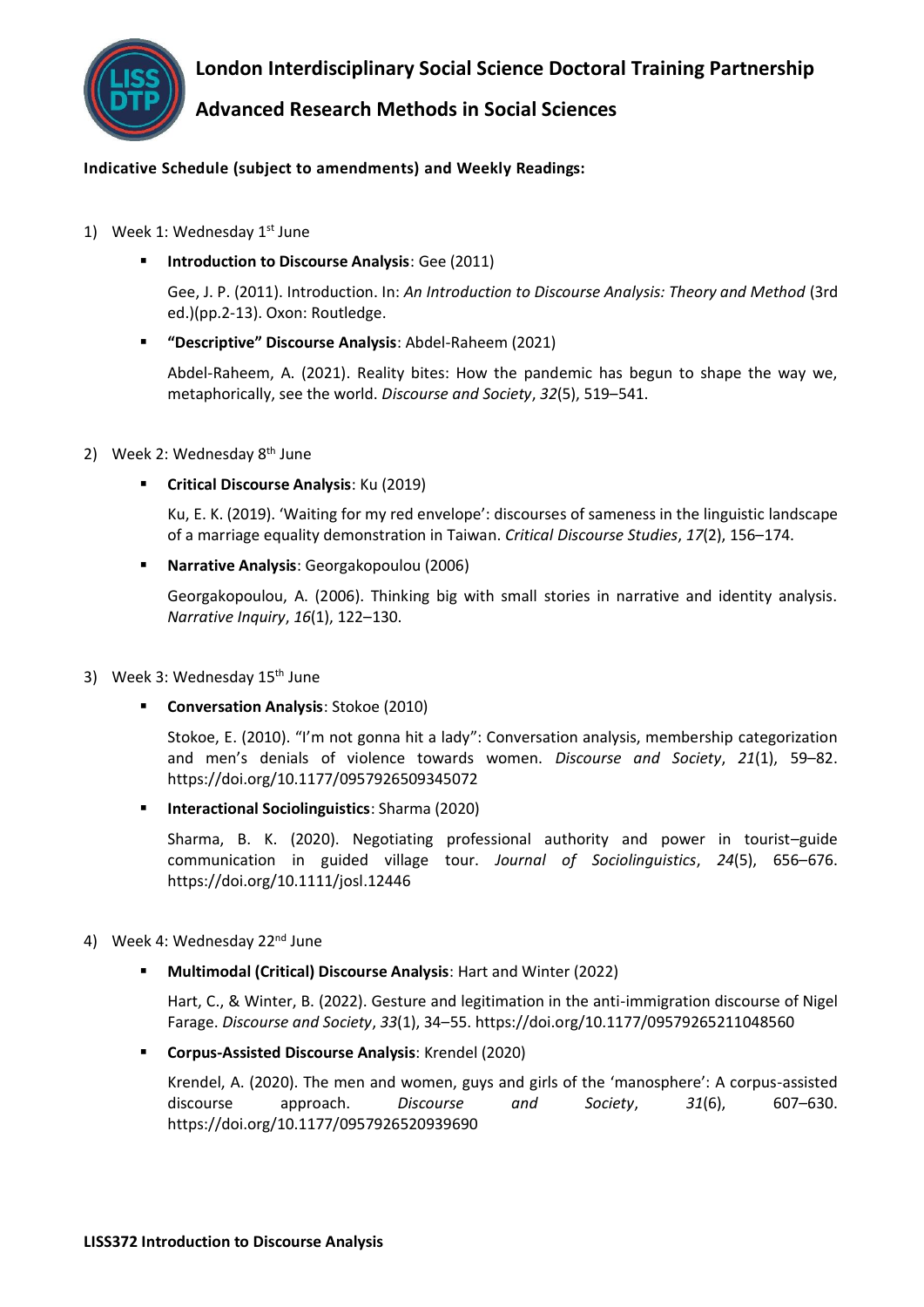**Indicative Schedule (subject to amendments) and Weekly Readings:**

1) Week 1: Wednesday 1st June

   - **Introduction to Discourse Analysis**: Gee (2011)

     Gee, J. P. (2011). Introduction. In: *An Introduction to Discourse Analysis: Theory and Method* (3rd ed.)(pp.2-13). Oxon: Routledge.

   - **"Descriptive" Discourse Analysis**: Abdel-Raheem (2021)

     Abdel-Raheem, A. (2021). Reality bites: How the pandemic has begun to shape the way we, metaphorically, see the world. *Discourse and Society*, *32*(5), 519–541.

2) Week 2: Wednesday 8th June

   - **Critical Discourse Analysis**: Ku (2019)

     Ku, E. K. (2019). 'Waiting for my red envelope": discourses of sameness in the linguistic landscape of a marriage equality demonstration in Taiwan. *Critical Discourse Studies*, *17*(2), 156–174.

   - **Narrative Analysis**: Georgakopoulou (2006)

     Georgakopoulou, A. (2006). Thinking big with small stories in narrative and identity analysis. *Narrative Inquiry*, *16*(1), 122–130.

3) Week 3: Wednesday 15th June

   - **Conversation Analysis**: Stokoe (2010)

     Stokoe, E. (2010). "I'm not gonna hit a lady": Conversation analysis, membership categorization and men's denials of violence towards women. *Discourse and Society*, *21*(1), 59–82. https://doi.org/10.1177/0957926509345072

   - **Interactional Sociolinguistics**: Sharma (2020)

     Sharma, B. K. (2020). Negotiating professional authority and power in tourist–guide communication in guided village tour. *Journal of Sociolinguistics*, *24*(5), 656–676. https://doi.org/10.1111/josl.12446

4) Week 4: Wednesday 22nd June

   - **Multimodal (Critical) Discourse Analysis**: Hart and Winter (2022)

     Hart, C., & Winter, B. (2022). Gesture and legitimation in the anti-immigration discourse of Nigel Farage. *Discourse and Society*, *33*(1), 34–55. https://doi.org/10.1177/09579265211048560

   - **Corpus-Assisted Discourse Analysis**: Krendel (2020)

     Krendel, A. (2020). The men and women, guys and girls of the 'manosphere': A corpus-assisted discourse approach. *Discourse and Society*, *31*(6), 607–630. https://doi.org/10.1177/0957926520939690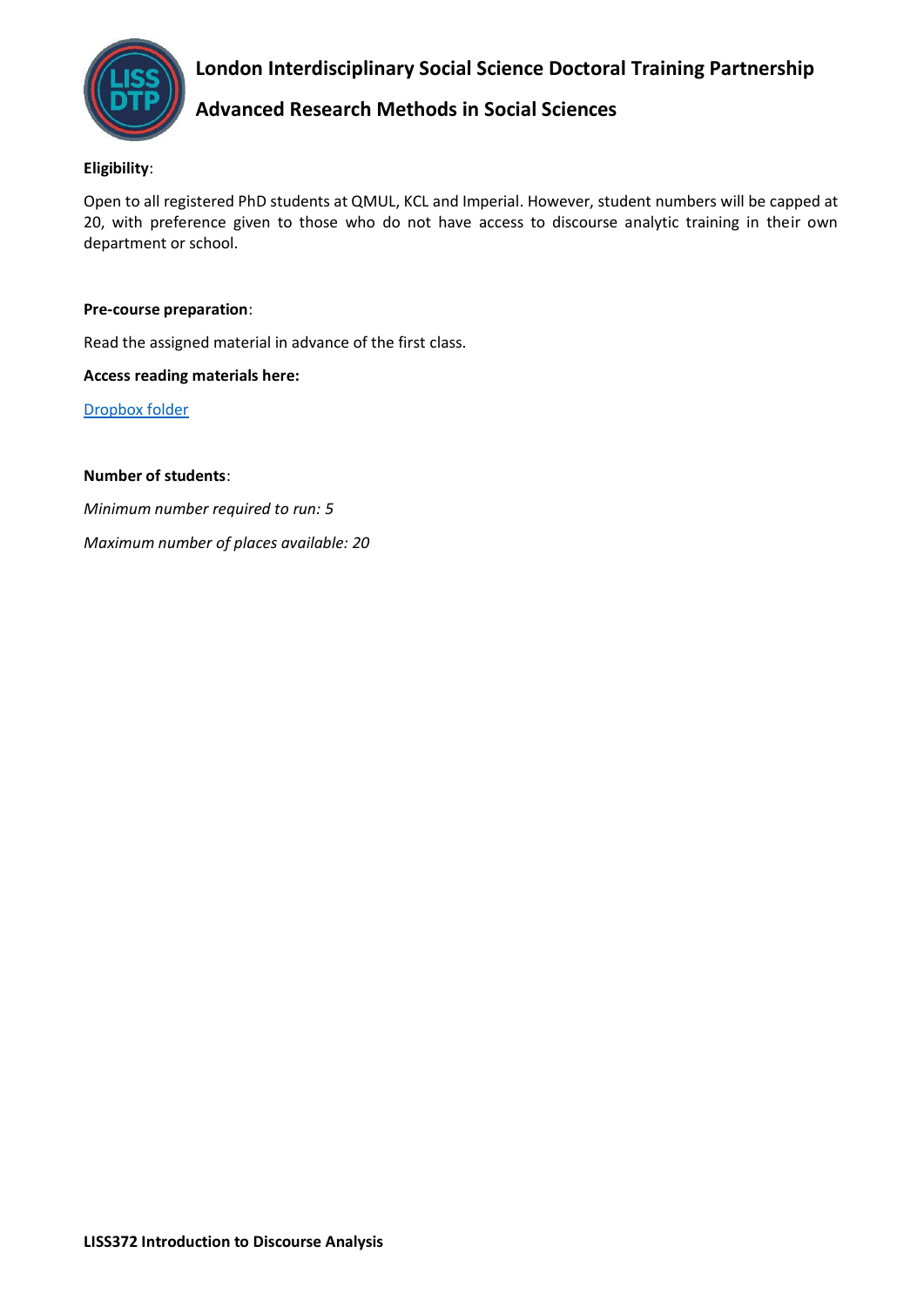**Eligibility**:

Open to all registered PhD students at QMUL, KCL and Imperial. However, student numbers will be capped at 20, with preference given to those who do not have access to discourse analytic training in their own department or school.

**Pre-course preparation**:

Read the assigned material in advance of the first class.

**Access reading materials here:**

Dropbox folder

**Number of students**:

*Minimum number required to run: 5*

*Maximum number of places available: 20*